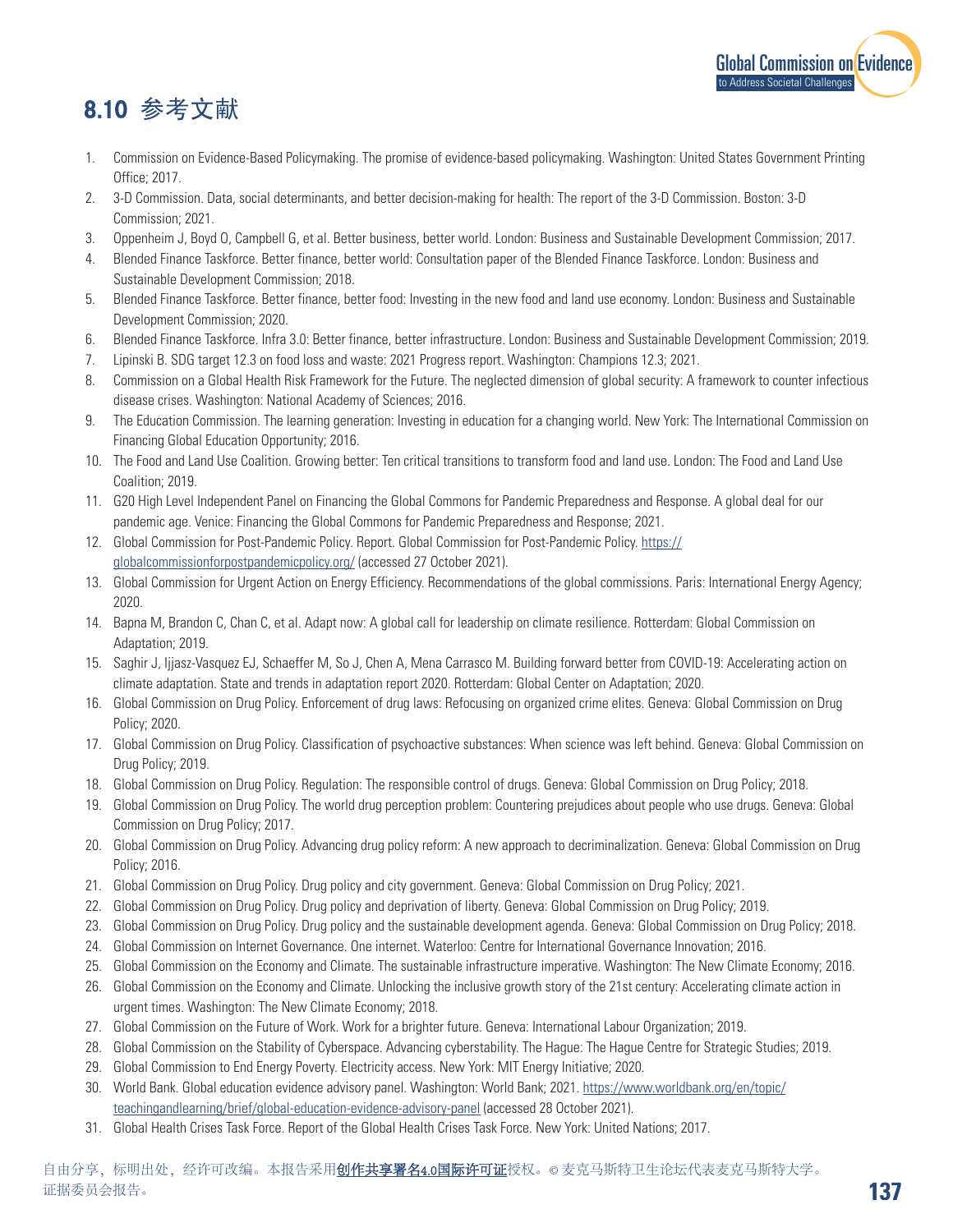## 8.10 参考文献

1. Commission on Evidence-Based Policymaking. The promise of evidence-based policymaking. Washington: United States Government Printing Office; 2017.
2. 3-D Commission. Data, social determinants, and better decision-making for health: The report of the 3-D Commission. Boston: 3-D Commission; 2021.
3. Oppenheim J, Boyd O, Campbell G, et al. Better business, better world. London: Business and Sustainable Development Commission; 2017.
4. Blended Finance Taskforce. Better finance, better world: Consultation paper of the Blended Finance Taskforce. London: Business and Sustainable Development Commission; 2018.
5. Blended Finance Taskforce. Better finance, better food: Investing in the new food and land use economy. London: Business and Sustainable Development Commission; 2020.
6. Blended Finance Taskforce. Infra 3.0: Better finance, better infrastructure. London: Business and Sustainable Development Commission; 2019.
7. Lipinski B. SDG target 12.3 on food loss and waste: 2021 Progress report. Washington: Champions 12.3; 2021.
8. Commission on a Global Health Risk Framework for the Future. The neglected dimension of global security: A framework to counter infectious disease crises. Washington: National Academy of Sciences; 2016.
9. The Education Commission. The learning generation: Investing in education for a changing world. New York: The International Commission on Financing Global Education Opportunity; 2016.
10. The Food and Land Use Coalition. Growing better: Ten critical transitions to transform food and land use. London: The Food and Land Use Coalition; 2019.
11. G20 High Level Independent Panel on Financing the Global Commons for Pandemic Preparedness and Response. A global deal for our pandemic age. Venice: Financing the Global Commons for Pandemic Preparedness and Response; 2021.
12. Global Commission for Post-Pandemic Policy. Report. Global Commission for Post-Pandemic Policy. https://globalcommissionforpostpandemicpolicy.org/ (accessed 27 October 2021).
13. Global Commission for Urgent Action on Energy Efficiency. Recommendations of the global commissions. Paris: International Energy Agency; 2020.
14. Bapna M, Brandon C, Chan C, et al. Adapt now: A global call for leadership on climate resilience. Rotterdam: Global Commission on Adaptation; 2019.
15. Saghir J, Ijjasz-Vasquez EJ, Schaeffer M, So J, Chen A, Mena Carrasco M. Building forward better from COVID-19: Accelerating action on climate adaptation. State and trends in adaptation report 2020. Rotterdam: Global Center on Adaptation; 2020.
16. Global Commission on Drug Policy. Enforcement of drug laws: Refocusing on organized crime elites. Geneva: Global Commission on Drug Policy; 2020.
17. Global Commission on Drug Policy. Classification of psychoactive substances: When science was left behind. Geneva: Global Commission on Drug Policy; 2019.
18. Global Commission on Drug Policy. Regulation: The responsible control of drugs. Geneva: Global Commission on Drug Policy; 2018.
19. Global Commission on Drug Policy. The world drug perception problem: Countering prejudices about people who use drugs. Geneva: Global Commission on Drug Policy; 2017.
20. Global Commission on Drug Policy. Advancing drug policy reform: A new approach to decriminalization. Geneva: Global Commission on Drug Policy; 2016.
21. Global Commission on Drug Policy. Drug policy and city government. Geneva: Global Commission on Drug Policy; 2021.
22. Global Commission on Drug Policy. Drug policy and deprivation of liberty. Geneva: Global Commission on Drug Policy; 2019.
23. Global Commission on Drug Policy. Drug policy and the sustainable development agenda. Geneva: Global Commission on Drug Policy; 2018.
24. Global Commission on Internet Governance. One internet. Waterloo: Centre for International Governance Innovation; 2016.
25. Global Commission on the Economy and Climate. The sustainable infrastructure imperative. Washington: The New Climate Economy; 2016.
26. Global Commission on the Economy and Climate. Unlocking the inclusive growth story of the 21st century: Accelerating climate action in urgent times. Washington: The New Climate Economy; 2018.
27. Global Commission on the Future of Work. Work for a brighter future. Geneva: International Labour Organization; 2019.
28. Global Commission on the Stability of Cyberspace. Advancing cyberstability. The Hague: The Hague Centre for Strategic Studies; 2019.
29. Global Commission to End Energy Poverty. Electricity access. New York: MIT Energy Initiative; 2020.
30. World Bank. Global education evidence advisory panel. Washington: World Bank; 2021. https://www.worldbank.org/en/topic/teachingandlearning/brief/global-education-evidence-advisory-panel (accessed 28 October 2021).
31. Global Health Crises Task Force. Report of the Global Health Crises Task Force. New York: United Nations; 2017.

自由分享，标明出处，经许可改编。本报告采用创作共享署名4.0国际许可证授权。© 麦克马斯特卫生论坛代表麦克马斯特大学。证据委员会报告。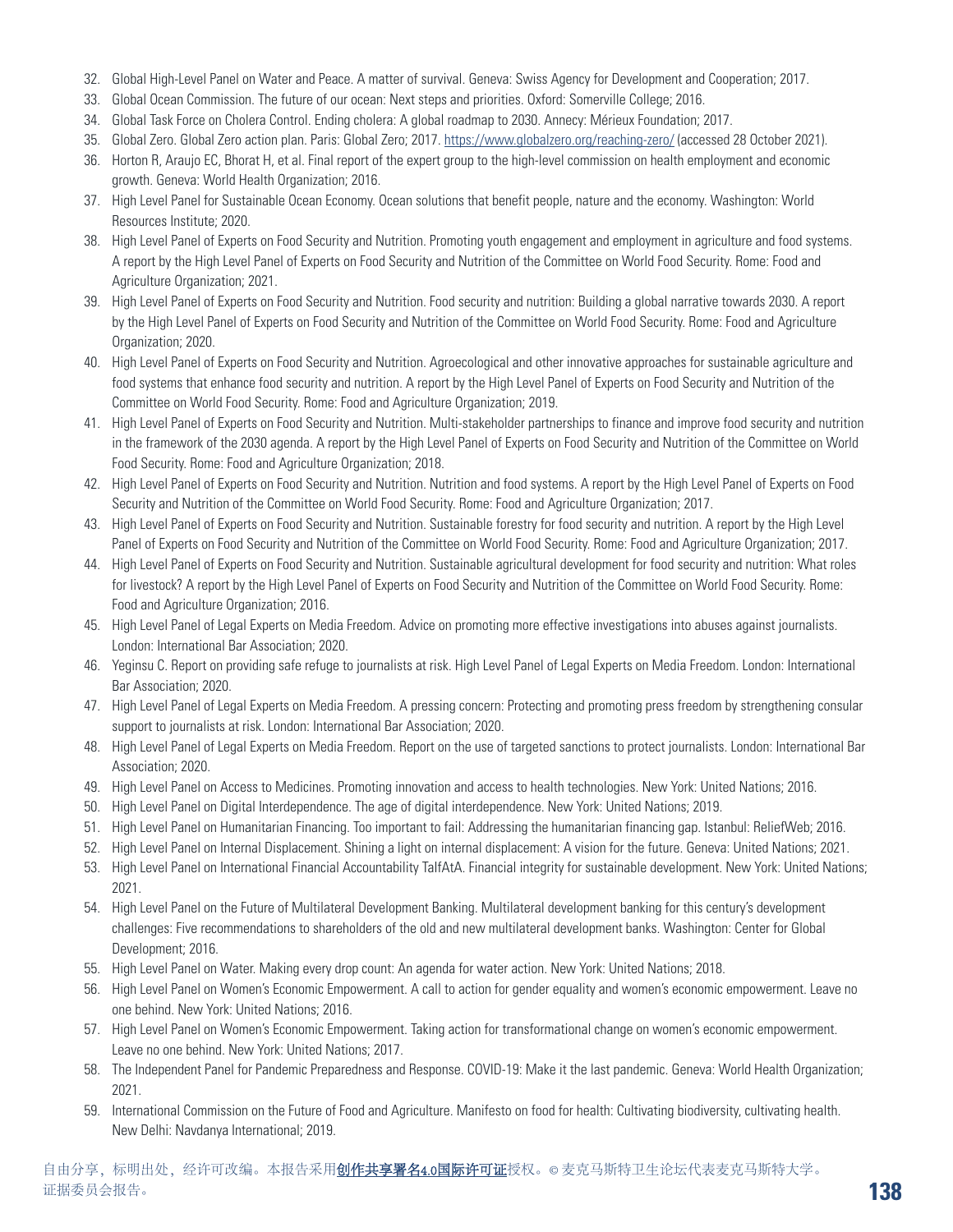32. Global High-Level Panel on Water and Peace. A matter of survival. Geneva: Swiss Agency for Development and Cooperation; 2017.
33. Global Ocean Commission. The future of our ocean: Next steps and priorities. Oxford: Somerville College; 2016.
34. Global Task Force on Cholera Control. Ending cholera: A global roadmap to 2030. Annecy: Mérieux Foundation; 2017.
35. Global Zero. Global Zero action plan. Paris: Global Zero; 2017. https://www.globalzero.org/reaching-zero/ (accessed 28 October 2021).
36. Horton R, Araujo EC, Bhorat H, et al. Final report of the expert group to the high-level commission on health employment and economic growth. Geneva: World Health Organization; 2016.
37. High Level Panel for Sustainable Ocean Economy. Ocean solutions that benefit people, nature and the economy. Washington: World Resources Institute; 2020.
38. High Level Panel of Experts on Food Security and Nutrition. Promoting youth engagement and employment in agriculture and food systems. A report by the High Level Panel of Experts on Food Security and Nutrition of the Committee on World Food Security. Rome: Food and Agriculture Organization; 2021.
39. High Level Panel of Experts on Food Security and Nutrition. Food security and nutrition: Building a global narrative towards 2030. A report by the High Level Panel of Experts on Food Security and Nutrition of the Committee on World Food Security. Rome: Food and Agriculture Organization; 2020.
40. High Level Panel of Experts on Food Security and Nutrition. Agroecological and other innovative approaches for sustainable agriculture and food systems that enhance food security and nutrition. A report by the High Level Panel of Experts on Food Security and Nutrition of the Committee on World Food Security. Rome: Food and Agriculture Organization; 2019.
41. High Level Panel of Experts on Food Security and Nutrition. Multi-stakeholder partnerships to finance and improve food security and nutrition in the framework of the 2030 agenda. A report by the High Level Panel of Experts on Food Security and Nutrition of the Committee on World Food Security. Rome: Food and Agriculture Organization; 2018.
42. High Level Panel of Experts on Food Security and Nutrition. Nutrition and food systems. A report by the High Level Panel of Experts on Food Security and Nutrition of the Committee on World Food Security. Rome: Food and Agriculture Organization; 2017.
43. High Level Panel of Experts on Food Security and Nutrition. Sustainable forestry for food security and nutrition. A report by the High Level Panel of Experts on Food Security and Nutrition of the Committee on World Food Security. Rome: Food and Agriculture Organization; 2017.
44. High Level Panel of Experts on Food Security and Nutrition. Sustainable agricultural development for food security and nutrition: What roles for livestock? A report by the High Level Panel of Experts on Food Security and Nutrition of the Committee on World Food Security. Rome: Food and Agriculture Organization; 2016.
45. High Level Panel of Legal Experts on Media Freedom. Advice on promoting more effective investigations into abuses against journalists. London: International Bar Association; 2020.
46. Yeginsu C. Report on providing safe refuge to journalists at risk. High Level Panel of Legal Experts on Media Freedom. London: International Bar Association; 2020.
47. High Level Panel of Legal Experts on Media Freedom. A pressing concern: Protecting and promoting press freedom by strengthening consular support to journalists at risk. London: International Bar Association; 2020.
48. High Level Panel of Legal Experts on Media Freedom. Report on the use of targeted sanctions to protect journalists. London: International Bar Association; 2020.
49. High Level Panel on Access to Medicines. Promoting innovation and access to health technologies. New York: United Nations; 2016.
50. High Level Panel on Digital Interdependence. The age of digital interdependence. New York: United Nations; 2019.
51. High Level Panel on Humanitarian Financing. Too important to fail: Addressing the humanitarian financing gap. Istanbul: ReliefWeb; 2016.
52. High Level Panel on Internal Displacement. Shining a light on internal displacement: A vision for the future. Geneva: United Nations; 2021.
53. High Level Panel on International Financial Accountability TalfAtA. Financial integrity for sustainable development. New York: United Nations; 2021.
54. High Level Panel on the Future of Multilateral Development Banking. Multilateral development banking for this century's development challenges: Five recommendations to shareholders of the old and new multilateral development banks. Washington: Center for Global Development; 2016.
55. High Level Panel on Water. Making every drop count: An agenda for water action. New York: United Nations; 2018.
56. High Level Panel on Women's Economic Empowerment. A call to action for gender equality and women's economic empowerment. Leave no one behind. New York: United Nations; 2016.
57. High Level Panel on Women's Economic Empowerment. Taking action for transformational change on women's economic empowerment. Leave no one behind. New York: United Nations; 2017.
58. The Independent Panel for Pandemic Preparedness and Response. COVID-19: Make it the last pandemic. Geneva: World Health Organization; 2021.
59. International Commission on the Future of Food and Agriculture. Manifesto on food for health: Cultivating biodiversity, cultivating health. New Delhi: Navdanya International; 2019.

自由分享，标明出处，经许可改编。本报告采用创作共享署名4.0国际许可证授权。© 麦克马斯特卫生论坛代表麦克马斯特大学。证据委员会报告。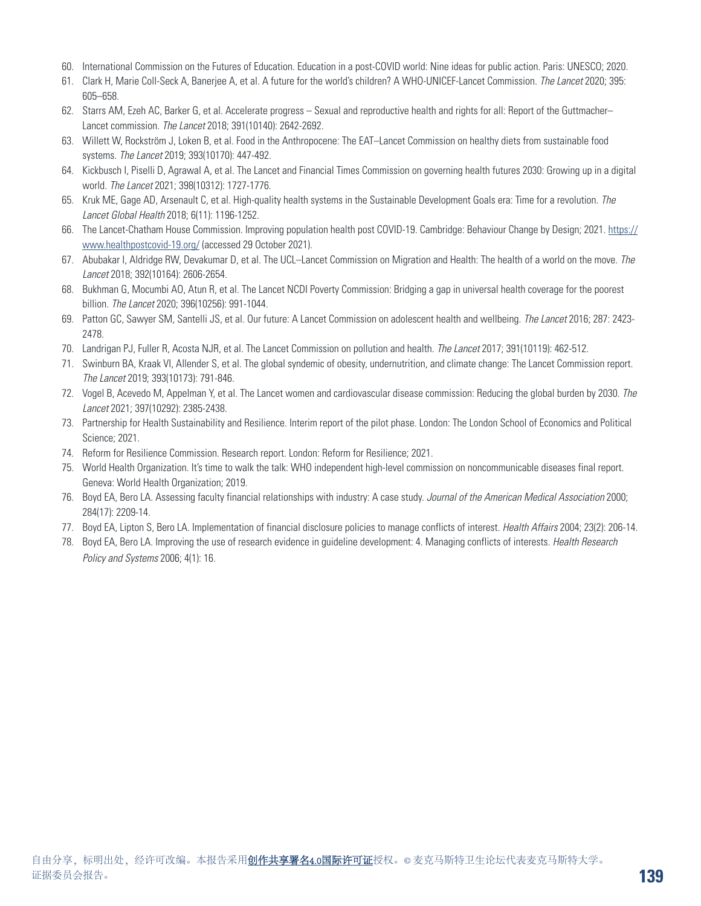60. International Commission on the Futures of Education. Education in a post-COVID world: Nine ideas for public action. Paris: UNESCO; 2020.
61. Clark H, Marie Coll-Seck A, Banerjee A, et al. A future for the world's children? A WHO-UNICEF-Lancet Commission. *The Lancet* 2020; 395: 605–658.
62. Starrs AM, Ezeh AC, Barker G, et al. Accelerate progress – Sexual and reproductive health and rights for all: Report of the Guttmacher–Lancet commission. *The Lancet* 2018; 391(10140): 2642-2692.
63. Willett W, Rockström J, Loken B, et al. Food in the Anthropocene: The EAT–Lancet Commission on healthy diets from sustainable food systems. *The Lancet* 2019; 393(10170): 447-492.
64. Kickbusch I, Piselli D, Agrawal A, et al. The Lancet and Financial Times Commission on governing health futures 2030: Growing up in a digital world. *The Lancet* 2021; 398(10312): 1727-1776.
65. Kruk ME, Gage AD, Arsenault C, et al. High-quality health systems in the Sustainable Development Goals era: Time for a revolution. *The Lancet Global Health* 2018; 6(11): 1196-1252.
66. The Lancet-Chatham House Commission. Improving population health post COVID-19. Cambridge: Behaviour Change by Design; 2021. https://www.healthpostcovid-19.org/ (accessed 29 October 2021).
67. Abubakar I, Aldridge RW, Devakumar D, et al. The UCL–Lancet Commission on Migration and Health: The health of a world on the move. *The Lancet* 2018; 392(10164): 2606-2654.
68. Bukhman G, Mocumbi AO, Atun R, et al. The Lancet NCDI Poverty Commission: Bridging a gap in universal health coverage for the poorest billion. *The Lancet* 2020; 396(10256): 991-1044.
69. Patton GC, Sawyer SM, Santelli JS, et al. Our future: A Lancet Commission on adolescent health and wellbeing. *The Lancet* 2016; 287: 2423-2478.
70. Landrigan PJ, Fuller R, Acosta NJR, et al. The Lancet Commission on pollution and health. *The Lancet* 2017; 391(10119): 462-512.
71. Swinburn BA, Kraak VI, Allender S, et al. The global syndemic of obesity, undernutrition, and climate change: The Lancet Commission report. *The Lancet* 2019; 393(10173): 791-846.
72. Vogel B, Acevedo M, Appelman Y, et al. The Lancet women and cardiovascular disease commission: Reducing the global burden by 2030. *The Lancet* 2021; 397(10292): 2385-2438.
73. Partnership for Health Sustainability and Resilience. Interim report of the pilot phase. London: The London School of Economics and Political Science; 2021.
74. Reform for Resilience Commission. Research report. London: Reform for Resilience; 2021.
75. World Health Organization. It's time to walk the talk: WHO independent high-level commission on noncommunicable diseases final report. Geneva: World Health Organization; 2019.
76. Boyd EA, Bero LA. Assessing faculty financial relationships with industry: A case study. *Journal of the American Medical Association* 2000; 284(17): 2209-14.
77. Boyd EA, Lipton S, Bero LA. Implementation of financial disclosure policies to manage conflicts of interest. *Health Affairs* 2004; 23(2): 206-14.
78. Boyd EA, Bero LA. Improving the use of research evidence in guideline development: 4. Managing conflicts of interests. *Health Research Policy and Systems* 2006; 4(1): 16.